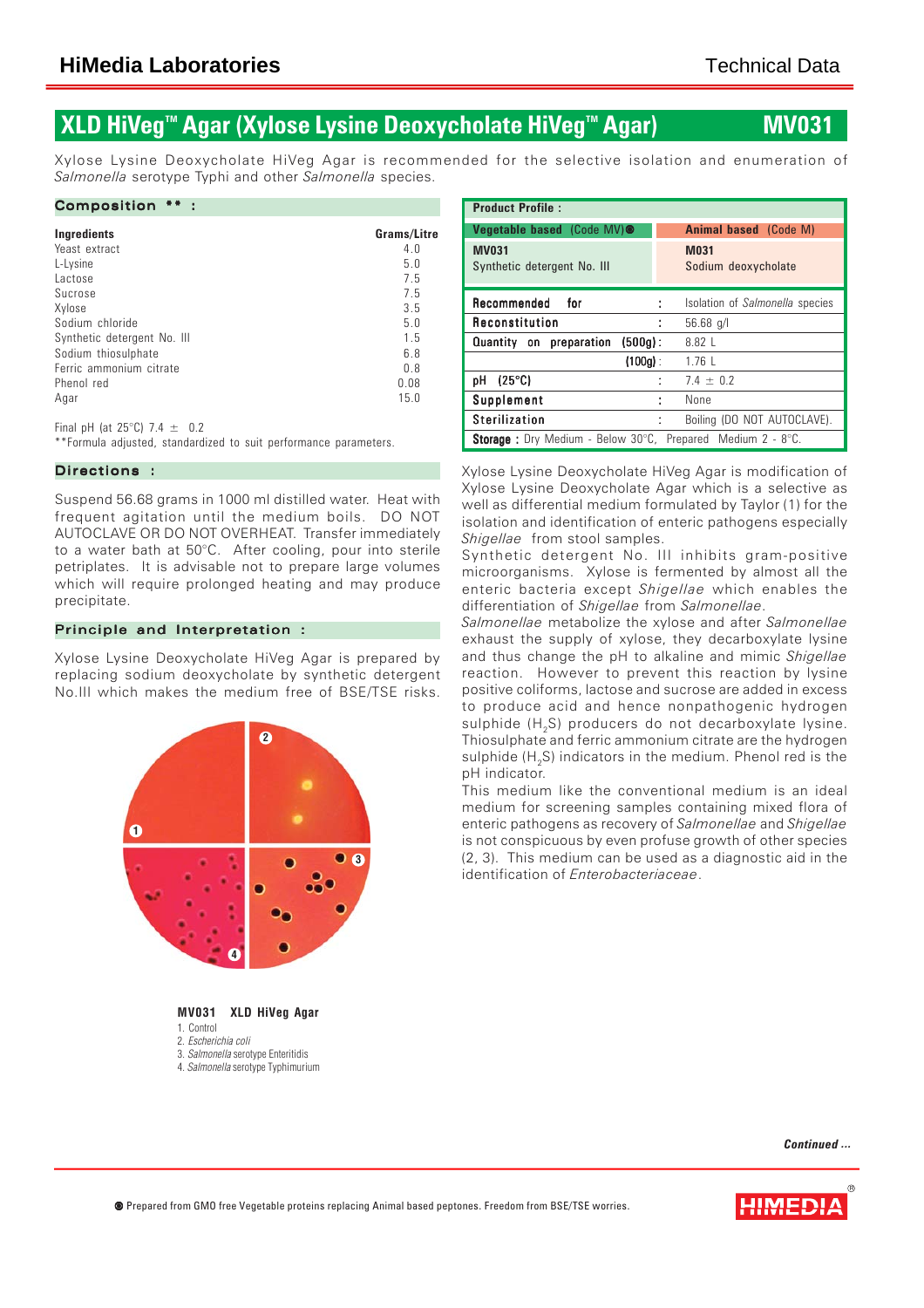# XLD HiVeg™ Agar (Xylose Lysine Deoxycholate HiVeg™ Agar) MV031

Xylose Lysine Deoxycholate HiVeg Agar is recommended for the selective isolation and enumeration of *Salmonella* serotype Typhi and other *Salmonella* species.

## Composition ** :

| Ingredients | Grams/Litre |
|---|---|
| Yeast extract | 4.0 |
| L-Lysine | 5.0 |
| Lactose | 7.5 |
| Sucrose | 7.5 |
| Xylose | 3.5 |
| Sodium chloride | 5.0 |
| Synthetic detergent No. III | 1.5 |
| Sodium thiosulphate | 6.8 |
| Ferric ammonium citrate | 0.8 |
| Phenol red | 0.08 |
| Agar | 15.0 |

Final pH (at 25°C) 7.4 ± 0.2

**Formula adjusted, standardized to suit performance parameters.

## Directions :

Suspend 56.68 grams in 1000 ml distilled water. Heat with frequent agitation until the medium boils. DO NOT AUTOCLAVE OR DO NOT OVERHEAT. Transfer immediately to a water bath at 50°C. After cooling, pour into sterile petriplates. It is advisable not to prepare large volumes which will require prolonged heating and may produce precipitate.

## Principle and Interpretation :

Xylose Lysine Deoxycholate HiVeg Agar is prepared by replacing sodium deoxycholate by synthetic detergent No.III which makes the medium free of BSE/TSE risks.

**MV031 XLD HiVeg Agar**

1. Control
2. *Escherichia coli*
3. *Salmonella* serotype Enteritidis
4. *Salmonella* serotype Typhimurium

**Product Profile :**

| Vegetable based (Code MV)● | Animal based (Code M) |
|---|---|
| **MV031** Synthetic detergent No. III | **M031** Sodium deoxycholate |

| | | |
|---|---|---|
| **Recommended for** | : | Isolation of *Salmonella* species |
| **Reconstitution** | : | 56.68 g/l |
| **Quantity on preparation (500g)** | : | 8.82 L |
| **(100g)** | : | 1.76 L |
| **pH (25°C)** | : | 7.4 ± 0.2 |
| **Supplement** | : | None |
| **Sterilization** | : | Boiling (DO NOT AUTOCLAVE). |
| **Storage :** Dry Medium - Below 30°C, Prepared Medium 2 - 8°C. | | |

Xylose Lysine Deoxycholate HiVeg Agar is modification of Xylose Lysine Deoxycholate Agar which is a selective as well as differential medium formulated by Taylor (1) for the isolation and identification of enteric pathogens especially *Shigellae* from stool samples.

Synthetic detergent No. III inhibits gram-positive microorganisms. Xylose is fermented by almost all the enteric bacteria except *Shigellae* which enables the differentiation of *Shigellae* from *Salmonellae*.

*Salmonellae* metabolize the xylose and after *Salmonellae* exhaust the supply of xylose, they decarboxylate lysine and thus change the pH to alkaline and mimic *Shigellae* reaction. However to prevent this reaction by lysine positive coliforms, lactose and sucrose are added in excess to produce acid and hence nonpathogenic hydrogen sulphide ($H_2S$) producers do not decarboxylate lysine. Thiosulphate and ferric ammonium citrate are the hydrogen sulphide ($H_2S$) indicators in the medium. Phenol red is the pH indicator.

This medium like the conventional medium is an ideal medium for screening samples containing mixed flora of enteric pathogens as recovery of *Salmonellae* and *Shigellae* is not conspicuous by even profuse growth of other species (2, 3). This medium can be used as a diagnostic aid in the identification of *Enterobacteriaceae*.

*Continued ...*

● Prepared from GMO free Vegetable proteins replacing Animal based peptones. Freedom from BSE/TSE worries.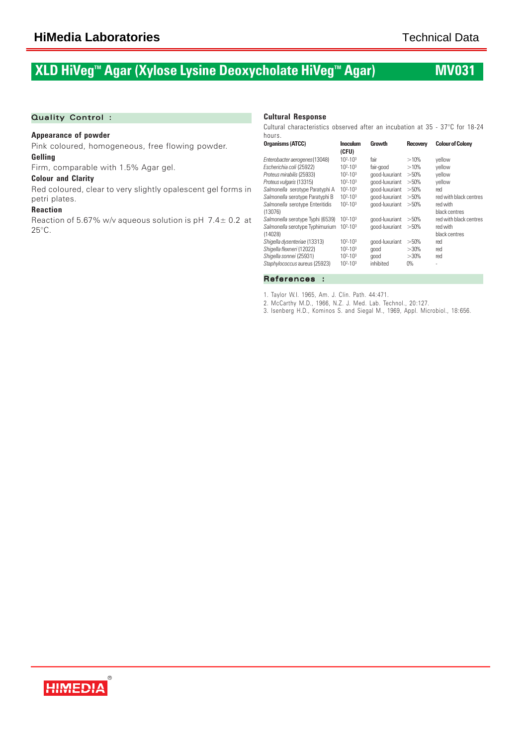# XLD HiVeg™ Agar (Xylose Lysine Deoxycholate HiVeg™ Agar) MV031

## Quality Control :

**Appearance of powder**

Pink coloured, homogeneous, free flowing powder.

**Gelling**

Firm, comparable with 1.5% Agar gel.

**Colour and Clarity**

Red coloured, clear to very slightly opalescent gel forms in petri plates.

**Reaction**

Reaction of 5.67% w/v aqueous solution is pH 7.4± 0.2 at 25°C.

**Cultural Response**

Cultural characteristics observed after an incubation at 35 - 37°C for 18-24 hours.

| Organisms (ATCC) | Inoculum (CFU) | Growth | Recovery | Colour of Colony |
|---|---|---|---|---|
| *Enterobacter aerogenes* (13048) | $10^2$-$10^3$ | fair | >10% | yellow |
| *Escherichia coli* (25922) | $10^2$-$10^3$ | fair-good | >10% | yellow |
| *Proteus mirabilis* (25933) | $10^2$-$10^3$ | good-luxuriant | >50% | yellow |
| *Proteus vulgaris* (13315) | $10^2$-$10^3$ | good-luxuriant | >50% | yellow |
| *Salmonella* serotype Paratyphi A | $10^2$-$10^3$ | good-luxuriant | >50% | red |
| *Salmonella* serotype Paratyphi B | $10^2$-$10^3$ | good-luxuriant | >50% | red with black centres |
| *Salmonella* serotype Enteritidis (13076) | $10^2$-$10^3$ | good-luxuriant | >50% | red with black centres |
| *Salmonella* serotype Typhi (6539) | $10^2$-$10^3$ | good-luxuriant | >50% | red with black centres |
| *Salmonella* serotype Typhimurium (14028) | $10^2$-$10^3$ | good-luxuriant | >50% | red with black centres |
| *Shigella dysenteriae* (13313) | $10^2$-$10^3$ | good-luxuriant | >50% | red |
| *Shigella flexneri* (12022) | $10^2$-$10^3$ | good | >30% | red |
| *Shigella sonnei* (25931) | $10^2$-$10^3$ | good | >30% | red |
| *Staphylococcus aureus* (25923) | $10^2$-$10^3$ | inhibited | 0% | - |

## References :

1. Taylor W.I. 1965, Am. J. Clin. Path. 44:471.
2. McCarthy M.D., 1966, N.Z. J. Med. Lab. Technol., 20:127.
3. Isenberg H.D., Kominos S. and Siegal M., 1969, Appl. Microbiol., 18:656.